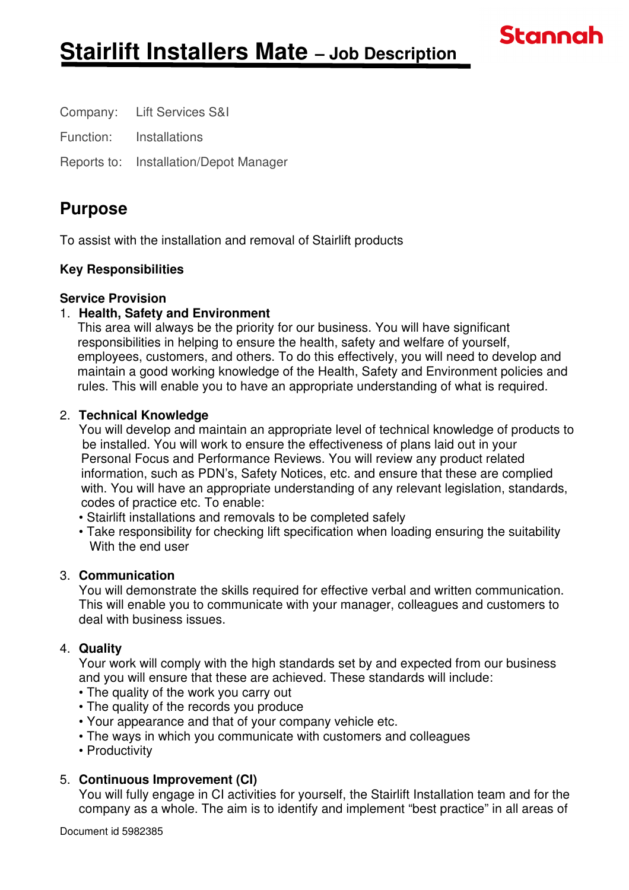# Stairlift Installers Mate – Job Description

Stannah

Company: Lift Services S&I

Function: Installations

Reports to: Installation/Depot Manager

## Purpose

To assist with the installation and removal of Stairlift products

**Key Responsibilities**

**Service Provision**

1. **Health, Safety and Environment**
   This area will always be the priority for our business. You will have significant responsibilities in helping to ensure the health, safety and welfare of yourself, employees, customers, and others. To do this effectively, you will need to develop and maintain a good working knowledge of the Health, Safety and Environment policies and rules. This will enable you to have an appropriate understanding of what is required.

2. **Technical Knowledge**
   You will develop and maintain an appropriate level of technical knowledge of products to be installed. You will work to ensure the effectiveness of plans laid out in your Personal Focus and Performance Reviews. You will review any product related information, such as PDN's, Safety Notices, etc. and ensure that these are complied with. You will have an appropriate understanding of any relevant legislation, standards, codes of practice etc. To enable:
   - Stairlift installations and removals to be completed safely
   - Take responsibility for checking lift specification when loading ensuring the suitability With the end user

3. **Communication**
   You will demonstrate the skills required for effective verbal and written communication. This will enable you to communicate with your manager, colleagues and customers to deal with business issues.

4. **Quality**
   Your work will comply with the high standards set by and expected from our business and you will ensure that these are achieved. These standards will include:
   - The quality of the work you carry out
   - The quality of the records you produce
   - Your appearance and that of your company vehicle etc.
   - The ways in which you communicate with customers and colleagues
   - Productivity

5. **Continuous Improvement (CI)**
   You will fully engage in CI activities for yourself, the Stairlift Installation team and for the company as a whole. The aim is to identify and implement "best practice" in all areas of

Document id 5982385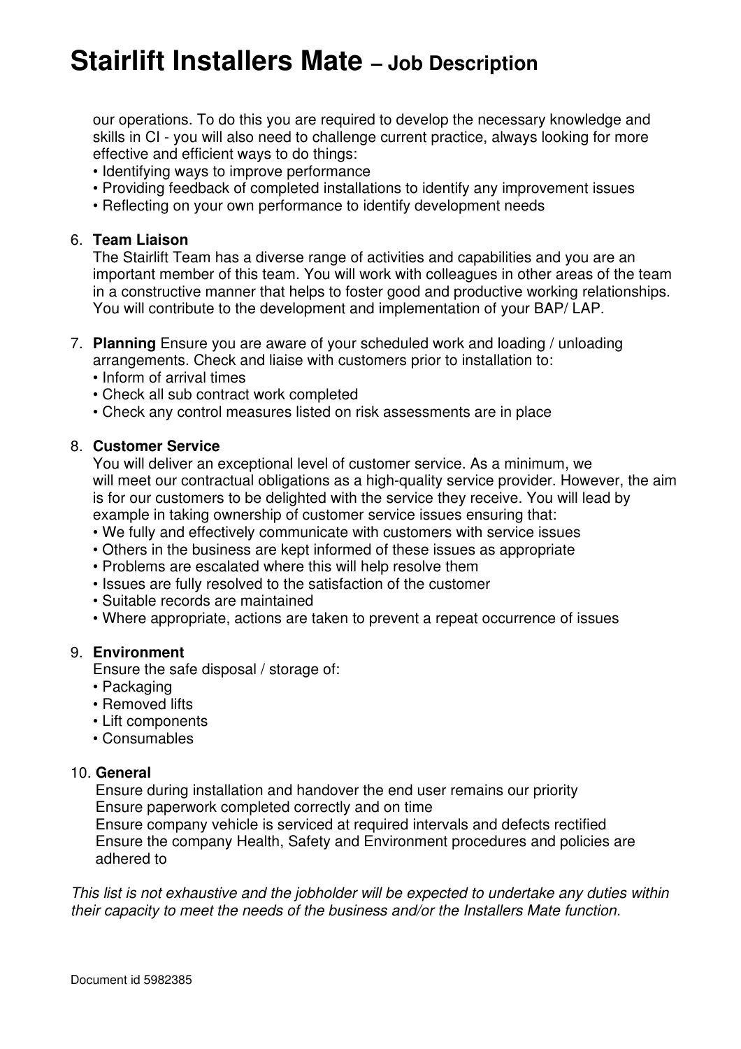our operations. To do this you are required to develop the necessary knowledge and skills in CI - you will also need to challenge current practice, always looking for more effective and efficient ways to do things:

- Identifying ways to improve performance
- Providing feedback of completed installations to identify any improvement issues
- Reflecting on your own performance to identify development needs

6. **Team Liaison**
   The Stairlift Team has a diverse range of activities and capabilities and you are an important member of this team. You will work with colleagues in other areas of the team in a constructive manner that helps to foster good and productive working relationships. You will contribute to the development and implementation of your BAP/ LAP.

7. **Planning** Ensure you are aware of your scheduled work and loading / unloading arrangements. Check and liaise with customers prior to installation to:
   - Inform of arrival times
   - Check all sub contract work completed
   - Check any control measures listed on risk assessments are in place

8. **Customer Service**
   You will deliver an exceptional level of customer service. As a minimum, we will meet our contractual obligations as a high-quality service provider. However, the aim is for our customers to be delighted with the service they receive. You will lead by example in taking ownership of customer service issues ensuring that:
   - We fully and effectively communicate with customers with service issues
   - Others in the business are kept informed of these issues as appropriate
   - Problems are escalated where this will help resolve them
   - Issues are fully resolved to the satisfaction of the customer
   - Suitable records are maintained
   - Where appropriate, actions are taken to prevent a repeat occurrence of issues

9. **Environment**
   Ensure the safe disposal / storage of:
   - Packaging
   - Removed lifts
   - Lift components
   - Consumables

10. **General**
    Ensure during installation and handover the end user remains our priority
    Ensure paperwork completed correctly and on time
    Ensure company vehicle is serviced at required intervals and defects rectified
    Ensure the company Health, Safety and Environment procedures and policies are adhered to

*This list is not exhaustive and the jobholder will be expected to undertake any duties within their capacity to meet the needs of the business and/or the Installers Mate function.*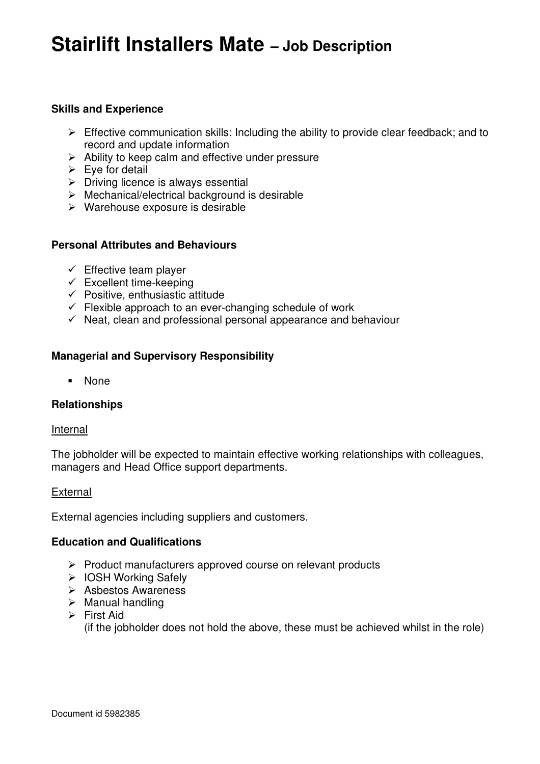# Stairlift Installers Mate – Job Description

### Skills and Experience

- Effective communication skills: Including the ability to provide clear feedback; and to record and update information
- Ability to keep calm and effective under pressure
- Eye for detail
- Driving licence is always essential
- Mechanical/electrical background is desirable
- Warehouse exposure is desirable

### Personal Attributes and Behaviours

- Effective team player
- Excellent time-keeping
- Positive, enthusiastic attitude
- Flexible approach to an ever-changing schedule of work
- Neat, clean and professional personal appearance and behaviour

### Managerial and Supervisory Responsibility

- None

### Relationships

Internal

The jobholder will be expected to maintain effective working relationships with colleagues, managers and Head Office support departments.

External

External agencies including suppliers and customers.

### Education and Qualifications

- Product manufacturers approved course on relevant products
- IOSH Working Safely
- Asbestos Awareness
- Manual handling
- First Aid
  (if the jobholder does not hold the above, these must be achieved whilst in the role)

Document id 5982385